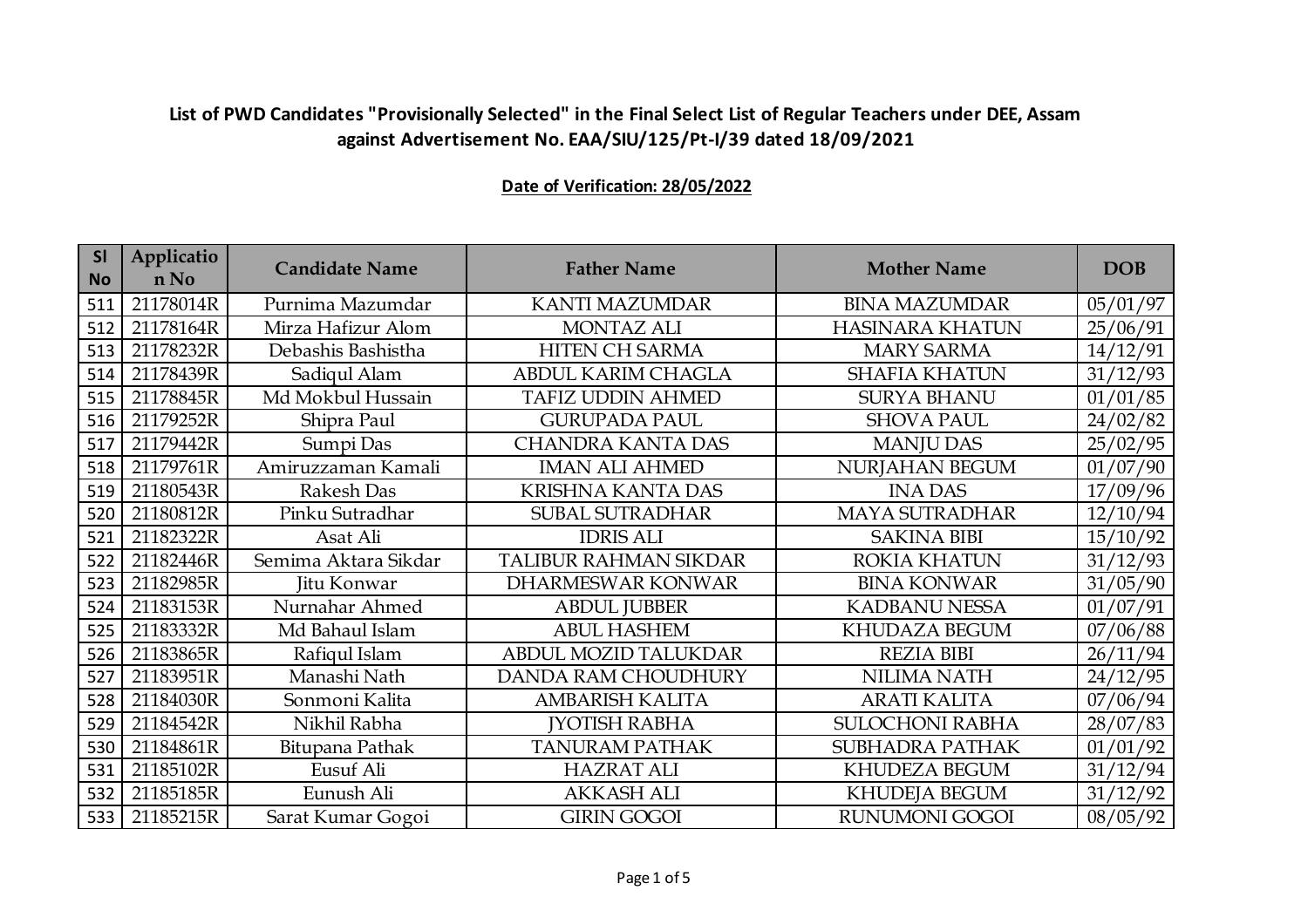## List of PWD Candidates "Provisionally Selected" in the Final Select List of Regular Teachers under DEE, Assam against Advertisement No. EAA/SIU/125/Pt-I/39 dated 18/09/2021

**Date of Verification: 28/05/2022**

| Sl No | Application No | Candidate Name | Father Name | Mother Name | DOB |
|---|---|---|---|---|---|
| 511 | 21178014R | Purnima Mazumdar | KANTI MAZUMDAR | BINA MAZUMDAR | 05/01/97 |
| 512 | 21178164R | Mirza Hafizur Alom | MONTAZ ALI | HASINARA KHATUN | 25/06/91 |
| 513 | 21178232R | Debashis Bashistha | HITEN CH SARMA | MARY SARMA | 14/12/91 |
| 514 | 21178439R | Sadiqul Alam | ABDUL KARIM CHAGLA | SHAFIA KHATUN | 31/12/93 |
| 515 | 21178845R | Md Mokbul Hussain | TAFIZ UDDIN AHMED | SURYA BHANU | 01/01/85 |
| 516 | 21179252R | Shipra Paul | GURUPADA PAUL | SHOVA PAUL | 24/02/82 |
| 517 | 21179442R | Sumpi Das | CHANDRA KANTA DAS | MANJU DAS | 25/02/95 |
| 518 | 21179761R | Amiruzzaman Kamali | IMAN ALI AHMED | NURJAHAN BEGUM | 01/07/90 |
| 519 | 21180543R | Rakesh Das | KRISHNA KANTA DAS | INA DAS | 17/09/96 |
| 520 | 21180812R | Pinku Sutradhar | SUBAL SUTRADHAR | MAYA SUTRADHAR | 12/10/94 |
| 521 | 21182322R | Asat Ali | IDRIS ALI | SAKINA BIBI | 15/10/92 |
| 522 | 21182446R | Semima Aktara Sikdar | TALIBUR RAHMAN SIKDAR | ROKIA KHATUN | 31/12/93 |
| 523 | 21182985R | Jitu Konwar | DHARMESWAR KONWAR | BINA KONWAR | 31/05/90 |
| 524 | 21183153R | Nurnahar Ahmed | ABDUL JUBBER | KADBANU NESSA | 01/07/91 |
| 525 | 21183332R | Md Bahaul Islam | ABUL HASHEM | KHUDAZA BEGUM | 07/06/88 |
| 526 | 21183865R | Rafiqul Islam | ABDUL MOZID TALUKDAR | REZIA BIBI | 26/11/94 |
| 527 | 21183951R | Manashi Nath | DANDA RAM CHOUDHURY | NILIMA NATH | 24/12/95 |
| 528 | 21184030R | Sonmoni Kalita | AMBARISH KALITA | ARATI KALITA | 07/06/94 |
| 529 | 21184542R | Nikhil Rabha | JYOTISH RABHA | SULOCHONI RABHA | 28/07/83 |
| 530 | 21184861R | Bitupana Pathak | TANURAM PATHAK | SUBHADRA PATHAK | 01/01/92 |
| 531 | 21185102R | Eusuf Ali | HAZRAT ALI | KHUDEZA BEGUM | 31/12/94 |
| 532 | 21185185R | Eunush Ali | AKKASH ALI | KHUDEJA BEGUM | 31/12/92 |
| 533 | 21185215R | Sarat Kumar Gogoi | GIRIN GOGOI | RUNUMONI GOGOI | 08/05/92 |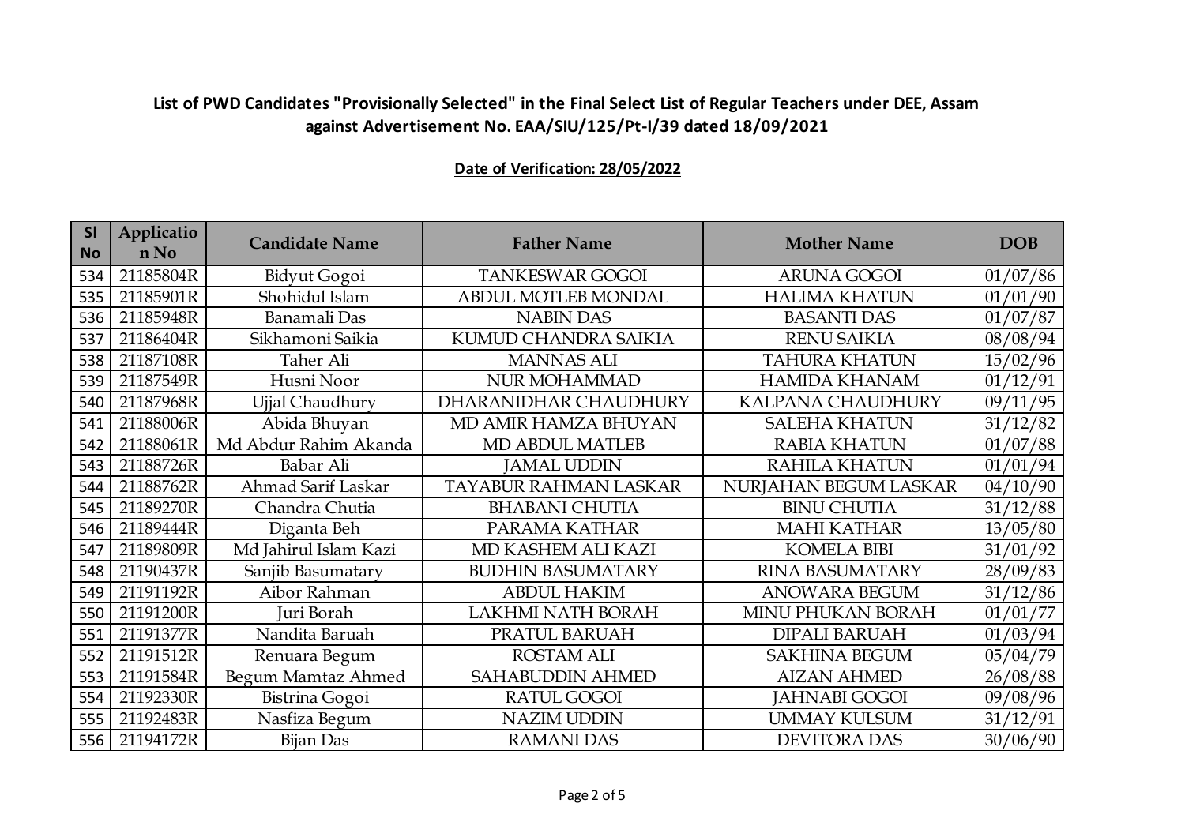## List of PWD Candidates "Provisionally Selected" in the Final Select List of Regular Teachers under DEE, Assam against Advertisement No. EAA/SIU/125/Pt-I/39 dated 18/09/2021

**Date of Verification: 28/05/2022**

| Sl No | Application No | Candidate Name | Father Name | Mother Name | DOB |
|---|---|---|---|---|---|
| 534 | 21185804R | Bidyut Gogoi | TANKESWAR GOGOI | ARUNA GOGOI | 01/07/86 |
| 535 | 21185901R | Shohidul Islam | ABDUL MOTLEB MONDAL | HALIMA KHATUN | 01/01/90 |
| 536 | 21185948R | Banamali Das | NABIN DAS | BASANTI DAS | 01/07/87 |
| 537 | 21186404R | Sikhamoni Saikia | KUMUD CHANDRA SAIKIA | RENU SAIKIA | 08/08/94 |
| 538 | 21187108R | Taher Ali | MANNAS ALI | TAHURA KHATUN | 15/02/96 |
| 539 | 21187549R | Husni Noor | NUR MOHAMMAD | HAMIDA KHANAM | 01/12/91 |
| 540 | 21187968R | Ujjal Chaudhury | DHARANIDHAR CHAUDHURY | KALPANA CHAUDHURY | 09/11/95 |
| 541 | 21188006R | Abida Bhuyan | MD AMIR HAMZA BHUYAN | SALEHA KHATUN | 31/12/82 |
| 542 | 21188061R | Md Abdur Rahim Akanda | MD ABDUL MATLEB | RABIA KHATUN | 01/07/88 |
| 543 | 21188726R | Babar Ali | JAMAL UDDIN | RAHILA KHATUN | 01/01/94 |
| 544 | 21188762R | Ahmad Sarif Laskar | TAYABUR RAHMAN LASKAR | NURJAHAN BEGUM LASKAR | 04/10/90 |
| 545 | 21189270R | Chandra Chutia | BHABANI CHUTIA | BINU CHUTIA | 31/12/88 |
| 546 | 21189444R | Diganta Beh | PARAMA KATHAR | MAHI KATHAR | 13/05/80 |
| 547 | 21189809R | Md Jahirul Islam Kazi | MD KASHEM ALI KAZI | KOMELA BIBI | 31/01/92 |
| 548 | 21190437R | Sanjib Basumatary | BUDHIN BASUMATARY | RINA BASUMATARY | 28/09/83 |
| 549 | 21191192R | Aibor Rahman | ABDUL HAKIM | ANOWARA BEGUM | 31/12/86 |
| 550 | 21191200R | Juri Borah | LAKHMI NATH BORAH | MINU PHUKAN BORAH | 01/01/77 |
| 551 | 21191377R | Nandita Baruah | PRATUL BARUAH | DIPALI BARUAH | 01/03/94 |
| 552 | 21191512R | Renuara Begum | ROSTAM ALI | SAKHINA BEGUM | 05/04/79 |
| 553 | 21191584R | Begum Mamtaz Ahmed | SAHABUDDIN AHMED | AIZAN AHMED | 26/08/88 |
| 554 | 21192330R | Bistrina Gogoi | RATUL GOGOI | JAHNABI GOGOI | 09/08/96 |
| 555 | 21192483R | Nasfiza Begum | NAZIM UDDIN | UMMAY KULSUM | 31/12/91 |
| 556 | 21194172R | Bijan Das | RAMANI DAS | DEVITORA DAS | 30/06/90 |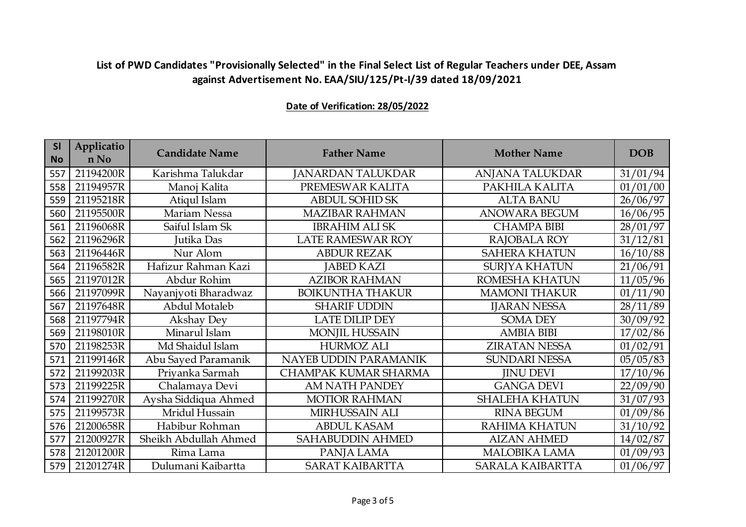**List of PWD Candidates "Provisionally Selected" in the Final Select List of Regular Teachers under DEE, Assam against Advertisement No. EAA/SIU/125/Pt-I/39 dated 18/09/2021**

**Date of Verification: 28/05/2022**

| Sl No | Application No | Candidate Name | Father Name | Mother Name | DOB |
|---|---|---|---|---|---|
| 557 | 21194200R | Karishma Talukdar | JANARDAN TALUKDAR | ANJANA TALUKDAR | 31/01/94 |
| 558 | 21194957R | Manoj Kalita | PREMESWAR KALITA | PAKHILA KALITA | 01/01/00 |
| 559 | 21195218R | Atiqul Islam | ABDUL SOHID SK | ALTA BANU | 26/06/97 |
| 560 | 21195500R | Mariam Nessa | MAZIBAR RAHMAN | ANOWARA BEGUM | 16/06/95 |
| 561 | 21196068R | Saiful Islam Sk | IBRAHIM ALI SK | CHAMPA BIBI | 28/01/97 |
| 562 | 21196296R | Jutika Das | LATE RAMESWAR ROY | RAJOBALA ROY | 31/12/81 |
| 563 | 21196446R | Nur Alom | ABDUR REZAK | SAHERA KHATUN | 16/10/88 |
| 564 | 21196582R | Hafizur Rahman Kazi | JABED KAZI | SURJYA KHATUN | 21/06/91 |
| 565 | 21197012R | Abdur Rohim | AZIBOR RAHMAN | ROMESHA KHATUN | 11/05/96 |
| 566 | 21197099R | Nayanjyoti Bharadwaz | BOIKUNTHA THAKUR | MAMONI THAKUR | 01/11/90 |
| 567 | 21197648R | Abdul Motaleb | SHARIF UDDIN | IJARAN NESSA | 28/11/89 |
| 568 | 21197794R | Akshay Dey | LATE DILIP DEY | SOMA DEY | 30/09/92 |
| 569 | 21198010R | Minarul Islam | MONJIL HUSSAIN | AMBIA BIBI | 17/02/86 |
| 570 | 21198253R | Md Shaidul Islam | HURMOZ ALI | ZIRATAN NESSA | 01/02/91 |
| 571 | 21199146R | Abu Sayed Paramanik | NAYEB UDDIN PARAMANIK | SUNDARI NESSA | 05/05/83 |
| 572 | 21199203R | Priyanka Sarmah | CHAMPAK KUMAR SHARMA | JINU DEVI | 17/10/96 |
| 573 | 21199225R | Chalamaya Devi | AM NATH PANDEY | GANGA DEVI | 22/09/90 |
| 574 | 21199270R | Aysha Siddiqua Ahmed | MOTIOR RAHMAN | SHALEHA KHATUN | 31/07/93 |
| 575 | 21199573R | Mridul Hussain | MIRHUSSAIN ALI | RINA BEGUM | 01/09/86 |
| 576 | 21200658R | Habibur Rohman | ABDUL KASAM | RAHIMA KHATUN | 31/10/92 |
| 577 | 21200927R | Sheikh Abdullah Ahmed | SAHABUDDIN AHMED | AIZAN AHMED | 14/02/87 |
| 578 | 21201200R | Rima Lama | PANJA LAMA | MALOBIKA LAMA | 01/09/93 |
| 579 | 21201274R | Dulumani Kaibartta | SARAT KAIBARTTA | SARALA KAIBARTTA | 01/06/97 |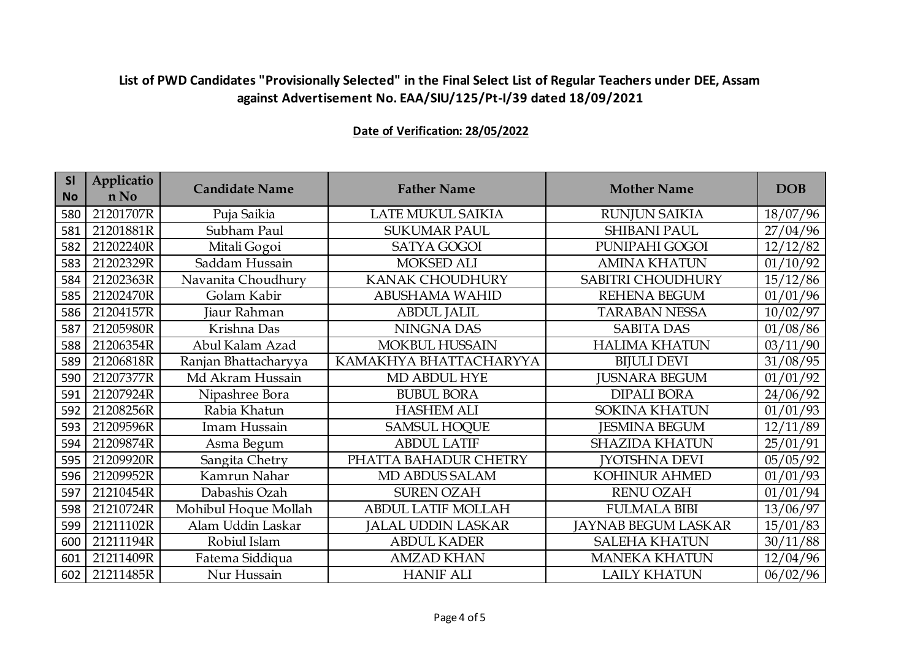**List of PWD Candidates "Provisionally Selected" in the Final Select List of Regular Teachers under DEE, Assam against Advertisement No. EAA/SIU/125/Pt-I/39 dated 18/09/2021**

**Date of Verification: 28/05/2022**

| Sl No | Application No | Candidate Name | Father Name | Mother Name | DOB |
|---|---|---|---|---|---|
| 580 | 21201707R | Puja Saikia | LATE MUKUL SAIKIA | RUNJUN SAIKIA | 18/07/96 |
| 581 | 21201881R | Subham Paul | SUKUMAR PAUL | SHIBANI PAUL | 27/04/96 |
| 582 | 21202240R | Mitali Gogoi | SATYA GOGOI | PUNIPAHI GOGOI | 12/12/82 |
| 583 | 21202329R | Saddam Hussain | MOKSED ALI | AMINA KHATUN | 01/10/92 |
| 584 | 21202363R | Navanita Choudhury | KANAK CHOUDHURY | SABITRI CHOUDHURY | 15/12/86 |
| 585 | 21202470R | Golam Kabir | ABUSHAMA WAHID | REHENA BEGUM | 01/01/96 |
| 586 | 21204157R | Jiaur Rahman | ABDUL JALIL | TARABAN NESSA | 10/02/97 |
| 587 | 21205980R | Krishna Das | NINGNA DAS | SABITA DAS | 01/08/86 |
| 588 | 21206354R | Abul Kalam Azad | MOKBUL HUSSAIN | HALIMA KHATUN | 03/11/90 |
| 589 | 21206818R | Ranjan Bhattacharyya | KAMAKHYA BHATTACHARYYA | BIJULI DEVI | 31/08/95 |
| 590 | 21207377R | Md Akram Hussain | MD ABDUL HYE | JUSNARA BEGUM | 01/01/92 |
| 591 | 21207924R | Nipashree Bora | BUBUL BORA | DIPALI BORA | 24/06/92 |
| 592 | 21208256R | Rabia Khatun | HASHEM ALI | SOKINA KHATUN | 01/01/93 |
| 593 | 21209596R | Imam Hussain | SAMSUL HOQUE | JESMINA BEGUM | 12/11/89 |
| 594 | 21209874R | Asma Begum | ABDUL LATIF | SHAZIDA KHATUN | 25/01/91 |
| 595 | 21209920R | Sangita Chetry | PHATTA BAHADUR CHETRY | JYOTSHNA DEVI | 05/05/92 |
| 596 | 21209952R | Kamrun Nahar | MD ABDUS SALAM | KOHINUR AHMED | 01/01/93 |
| 597 | 21210454R | Dabashis Ozah | SUREN OZAH | RENU OZAH | 01/01/94 |
| 598 | 21210724R | Mohibul Hoque Mollah | ABDUL LATIF MOLLAH | FULMALA BIBI | 13/06/97 |
| 599 | 21211102R | Alam Uddin Laskar | JALAL UDDIN LASKAR | JAYNAB BEGUM LASKAR | 15/01/83 |
| 600 | 21211194R | Robiul Islam | ABDUL KADER | SALEHA KHATUN | 30/11/88 |
| 601 | 21211409R | Fatema Siddiqua | AMZAD KHAN | MANEKA KHATUN | 12/04/96 |
| 602 | 21211485R | Nur Hussain | HANIF ALI | LAILY KHATUN | 06/02/96 |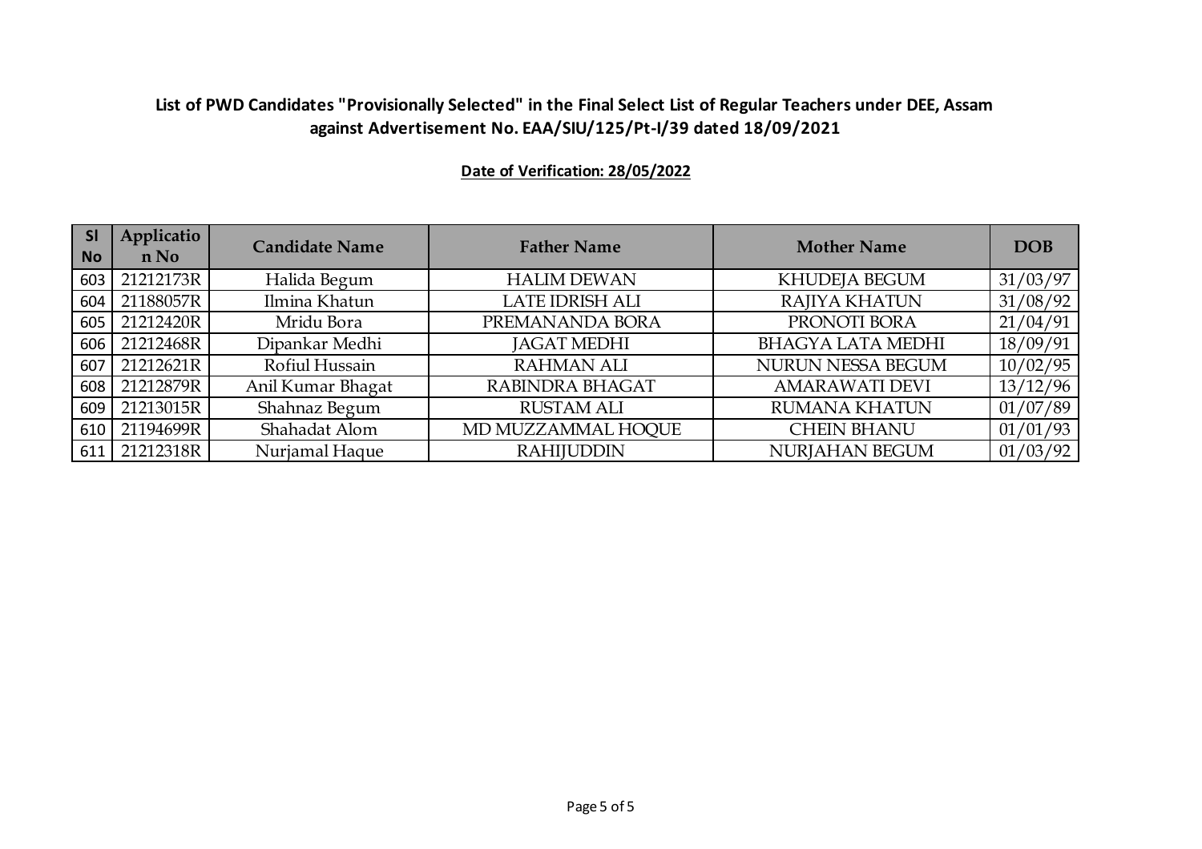**List of PWD Candidates "Provisionally Selected" in the Final Select List of Regular Teachers under DEE, Assam against Advertisement No. EAA/SIU/125/Pt-I/39 dated 18/09/2021**

**Date of Verification: 28/05/2022**

| Sl No | Application No | Candidate Name | Father Name | Mother Name | DOB |
|---|---|---|---|---|---|
| 603 | 21212173R | Halida Begum | HALIM DEWAN | KHUDEJA BEGUM | 31/03/97 |
| 604 | 21188057R | Ilmina Khatun | LATE IDRISH ALI | RAJIYA KHATUN | 31/08/92 |
| 605 | 21212420R | Mridu Bora | PREMANANDA BORA | PRONOTI BORA | 21/04/91 |
| 606 | 21212468R | Dipankar Medhi | JAGAT MEDHI | BHAGYA LATA MEDHI | 18/09/91 |
| 607 | 21212621R | Rofiul Hussain | RAHMAN ALI | NURUN NESSA BEGUM | 10/02/95 |
| 608 | 21212879R | Anil Kumar Bhagat | RABINDRA BHAGAT | AMARAWATI DEVI | 13/12/96 |
| 609 | 21213015R | Shahnaz Begum | RUSTAM ALI | RUMANA KHATUN | 01/07/89 |
| 610 | 21194699R | Shahadat Alom | MD MUZZAMMAL HOQUE | CHEIN BHANU | 01/01/93 |
| 611 | 21212318R | Nurjamal Haque | RAHIJUDDIN | NURJAHAN BEGUM | 01/03/92 |